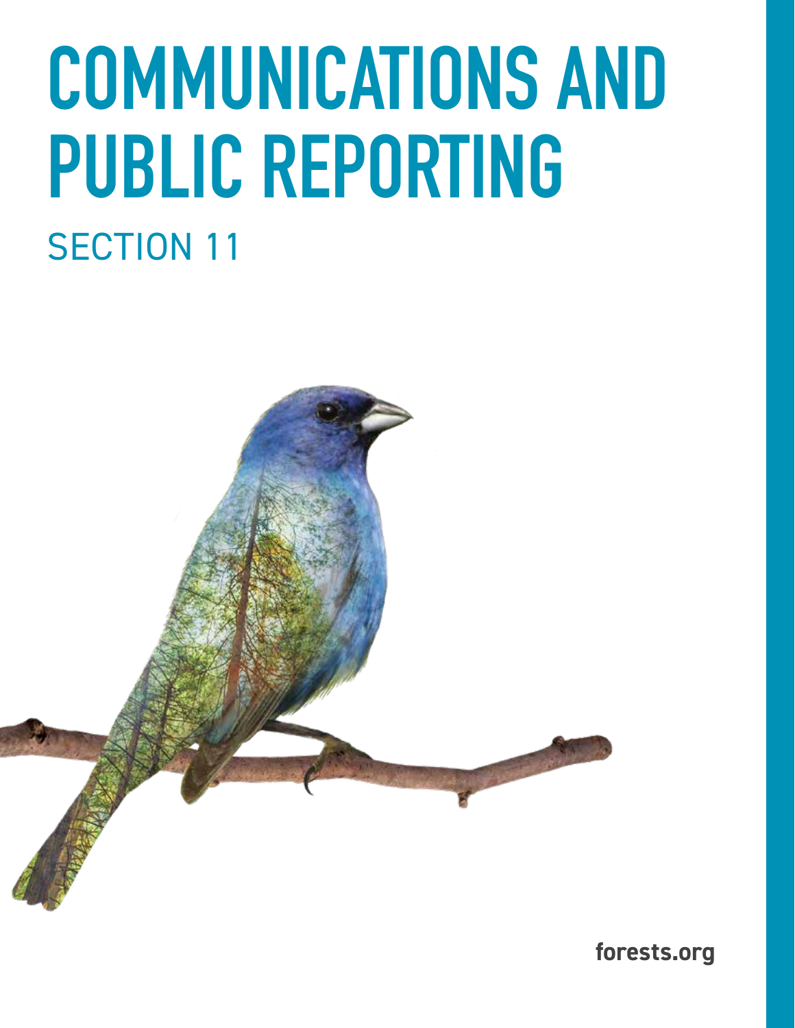# COMMUNICATIONS AND PUBLIC REPORTING

## SECTION 11

forests.org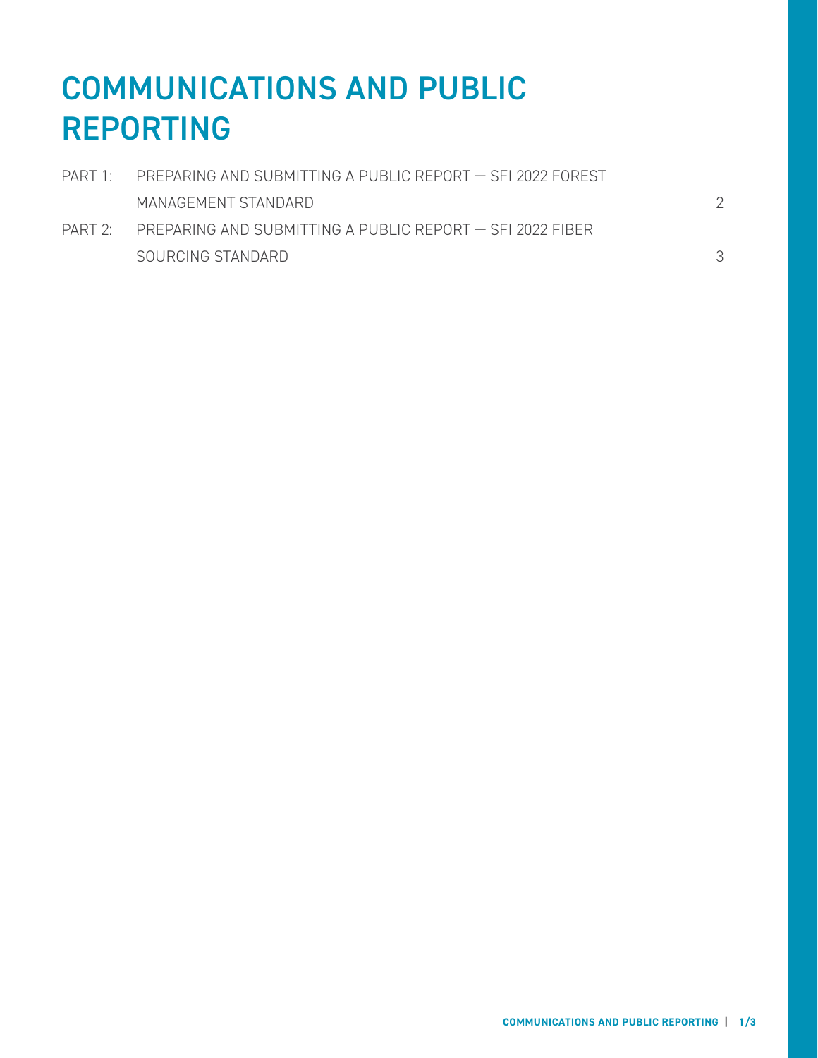# COMMUNICATIONS AND PUBLIC REPORTING

| | | |
|---|---|---|
| PART 1: | PREPARING AND SUBMITTING A PUBLIC REPORT — SFI 2022 FOREST MANAGEMENT STANDARD | 2 |
| PART 2: | PREPARING AND SUBMITTING A PUBLIC REPORT — SFI 2022 FIBER SOURCING STANDARD | 3 |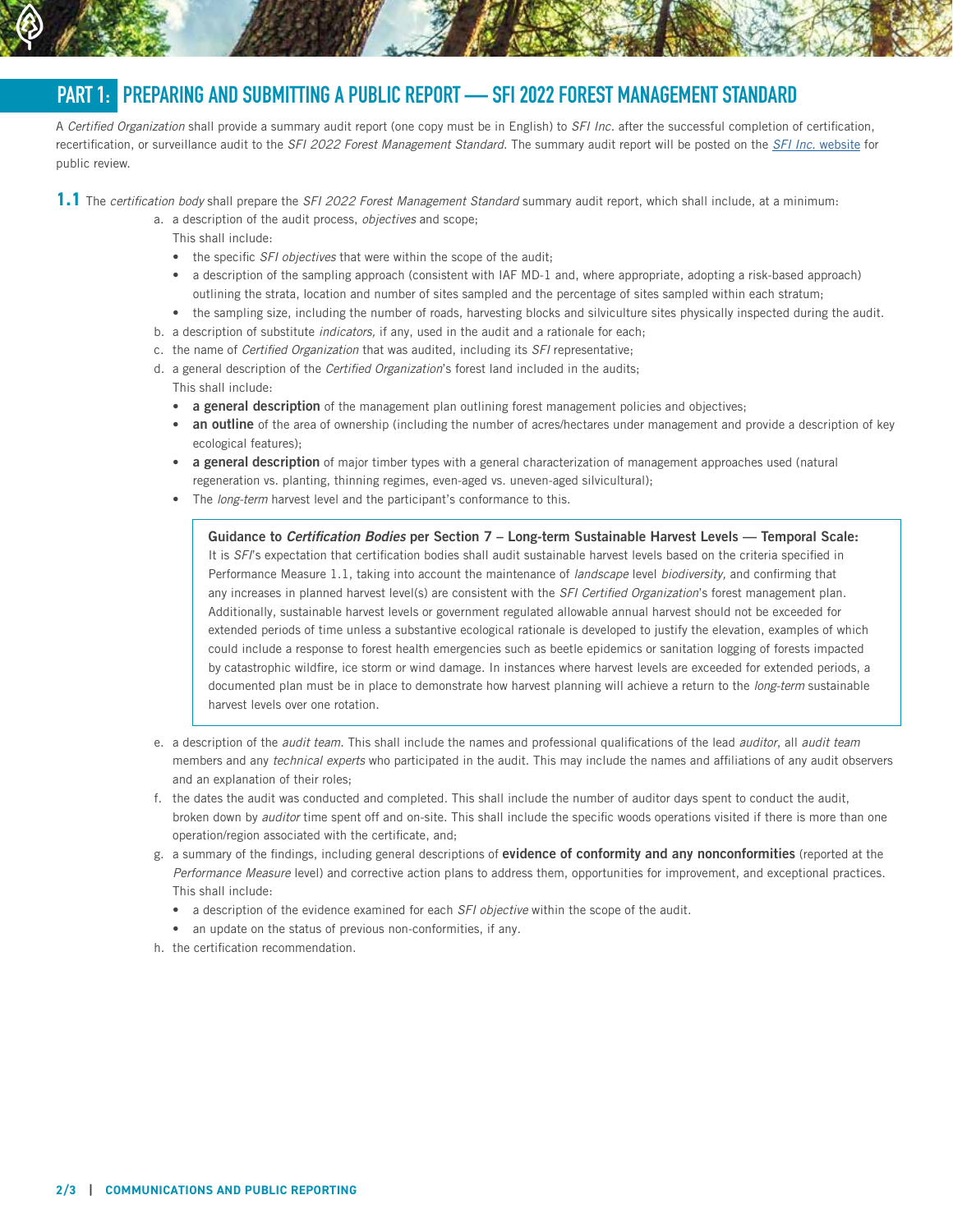## PART 1: PREPARING AND SUBMITTING A PUBLIC REPORT — SFI 2022 FOREST MANAGEMENT STANDARD

A *Certified Organization* shall provide a summary audit report (one copy must be in English) to *SFI Inc.* after the successful completion of certification, recertification, or surveillance audit to the *SFI 2022 Forest Management Standard*. The summary audit report will be posted on the [*SFI Inc.* website](#) for public review.

**1.1** The *certification body* shall prepare the *SFI 2022 Forest Management Standard* summary audit report, which shall include, at a minimum:

a. a description of the audit process, *objectives* and scope;
   This shall include:
   - the specific *SFI objectives* that were within the scope of the audit;
   - a description of the sampling approach (consistent with IAF MD-1 and, where appropriate, adopting a risk-based approach) outlining the strata, location and number of sites sampled and the percentage of sites sampled within each stratum;
   - the sampling size, including the number of roads, harvesting blocks and silviculture sites physically inspected during the audit.

b. a description of substitute *indicators,* if any, used in the audit and a rationale for each;

c. the name of *Certified Organization* that was audited, including its *SFI* representative;

d. a general description of the *Certified Organization*'s forest land included in the audits;
   This shall include:
   - **a general description** of the management plan outlining forest management policies and objectives;
   - **an outline** of the area of ownership (including the number of acres/hectares under management and provide a description of key ecological features);
   - **a general description** of major timber types with a general characterization of management approaches used (natural regeneration vs. planting, thinning regimes, even-aged vs. uneven-aged silvicultural);
   - The *long-term* harvest level and the participant's conformance to this.

> **Guidance to *Certification Bodies* per Section 7 – Long-term Sustainable Harvest Levels — Temporal Scale:**
> It is *SFI*'s expectation that certification bodies shall audit sustainable harvest levels based on the criteria specified in Performance Measure 1.1, taking into account the maintenance of *landscape* level *biodiversity,* and confirming that any increases in planned harvest level(s) are consistent with the *SFI Certified Organization*'s forest management plan. Additionally, sustainable harvest levels or government regulated allowable annual harvest should not be exceeded for extended periods of time unless a substantive ecological rationale is developed to justify the elevation, examples of which could include a response to forest health emergencies such as beetle epidemics or sanitation logging of forests impacted by catastrophic wildfire, ice storm or wind damage. In instances where harvest levels are exceeded for extended periods, a documented plan must be in place to demonstrate how harvest planning will achieve a return to the *long-term* sustainable harvest levels over one rotation.

e. a description of the *audit team*. This shall include the names and professional qualifications of the lead *auditor*, all *audit team* members and any *technical experts* who participated in the audit. This may include the names and affiliations of any audit observers and an explanation of their roles;

f. the dates the audit was conducted and completed. This shall include the number of auditor days spent to conduct the audit, broken down by *auditor* time spent off and on-site. This shall include the specific woods operations visited if there is more than one operation/region associated with the certificate, and;

g. a summary of the findings, including general descriptions of **evidence of conformity and any nonconformities** (reported at the *Performance Measure* level) and corrective action plans to address them, opportunities for improvement, and exceptional practices.
   This shall include:
   - a description of the evidence examined for each *SFI objective* within the scope of the audit.
   - an update on the status of previous non-conformities, if any.

h. the certification recommendation.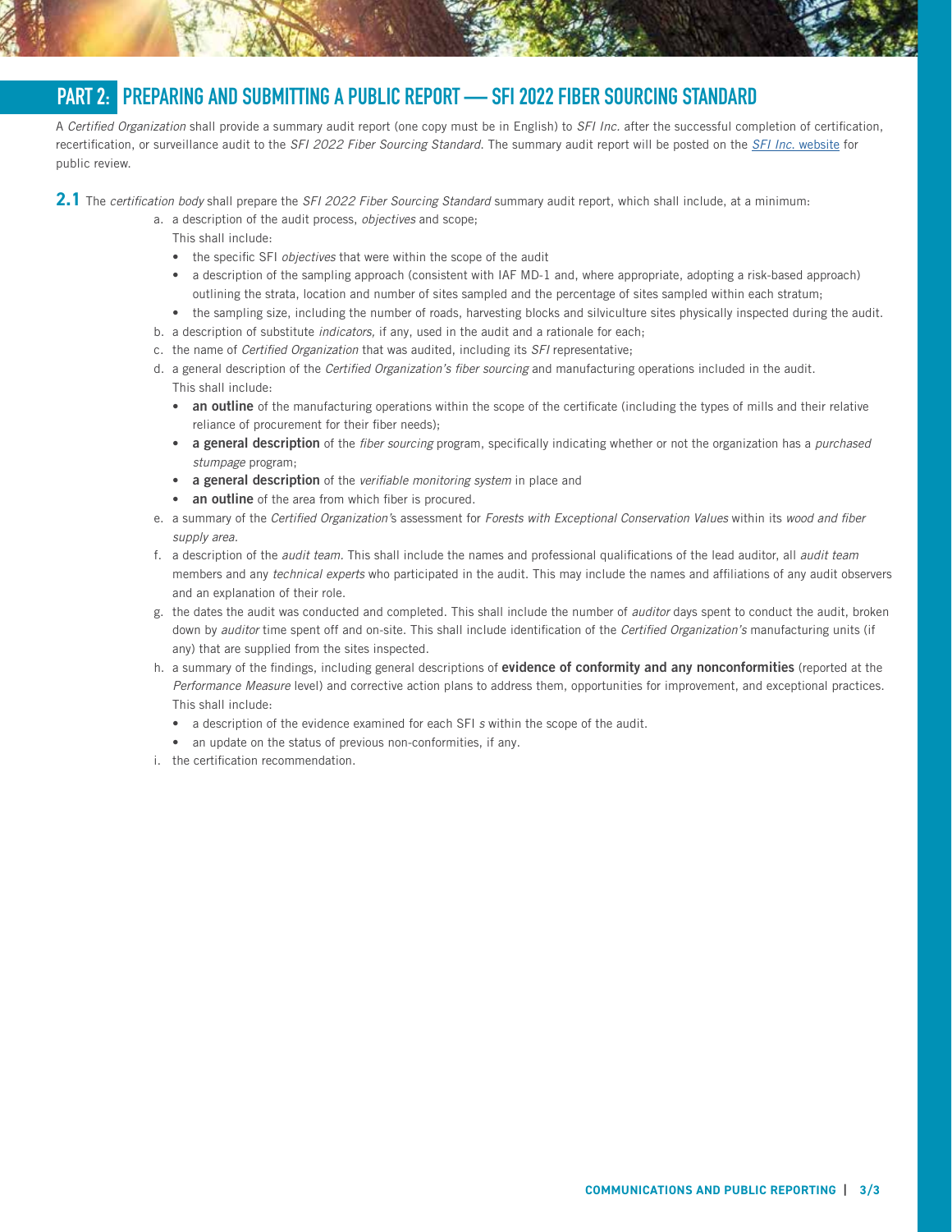## PART 2: PREPARING AND SUBMITTING A PUBLIC REPORT — SFI 2022 FIBER SOURCING STANDARD

A *Certified Organization* shall provide a summary audit report (one copy must be in English) to *SFI Inc.* after the successful completion of certification, recertification, or surveillance audit to the *SFI 2022 Fiber Sourcing Standard*. The summary audit report will be posted on the [*SFI Inc.* website]() for public review.

**2.1** The *certification body* shall prepare the *SFI 2022 Fiber Sourcing Standard* summary audit report, which shall include, at a minimum:

a. a description of the audit process, *objectives* and scope;
   This shall include:
   - the specific SFI *objectives* that were within the scope of the audit
   - a description of the sampling approach (consistent with IAF MD-1 and, where appropriate, adopting a risk-based approach) outlining the strata, location and number of sites sampled and the percentage of sites sampled within each stratum;
   - the sampling size, including the number of roads, harvesting blocks and silviculture sites physically inspected during the audit.

b. a description of substitute *indicators*, if any, used in the audit and a rationale for each;

c. the name of *Certified Organization* that was audited, including its *SFI* representative;

d. a general description of the *Certified Organization's fiber sourcing* and manufacturing operations included in the audit.
   This shall include:
   - **an outline** of the manufacturing operations within the scope of the certificate (including the types of mills and their relative reliance of procurement for their fiber needs);
   - **a general description** of the *fiber sourcing* program, specifically indicating whether or not the organization has a *purchased stumpage* program;
   - **a general description** of the *verifiable monitoring system* in place and
   - **an outline** of the area from which fiber is procured.

e. a summary of the *Certified Organization*'s assessment for *Forests with Exceptional Conservation Values* within its *wood and fiber supply area*.

f. a description of the *audit team*. This shall include the names and professional qualifications of the lead auditor, all *audit team* members and any *technical experts* who participated in the audit. This may include the names and affiliations of any audit observers and an explanation of their role.

g. the dates the audit was conducted and completed. This shall include the number of *auditor* days spent to conduct the audit, broken down by *auditor* time spent off and on-site. This shall include identification of the *Certified Organization's* manufacturing units (if any) that are supplied from the sites inspected.

h. a summary of the findings, including general descriptions of **evidence of conformity and any nonconformities** (reported at the *Performance Measure* level) and corrective action plans to address them, opportunities for improvement, and exceptional practices.
   This shall include:
   - a description of the evidence examined for each SFI *s* within the scope of the audit.
   - an update on the status of previous non-conformities, if any.

i. the certification recommendation.